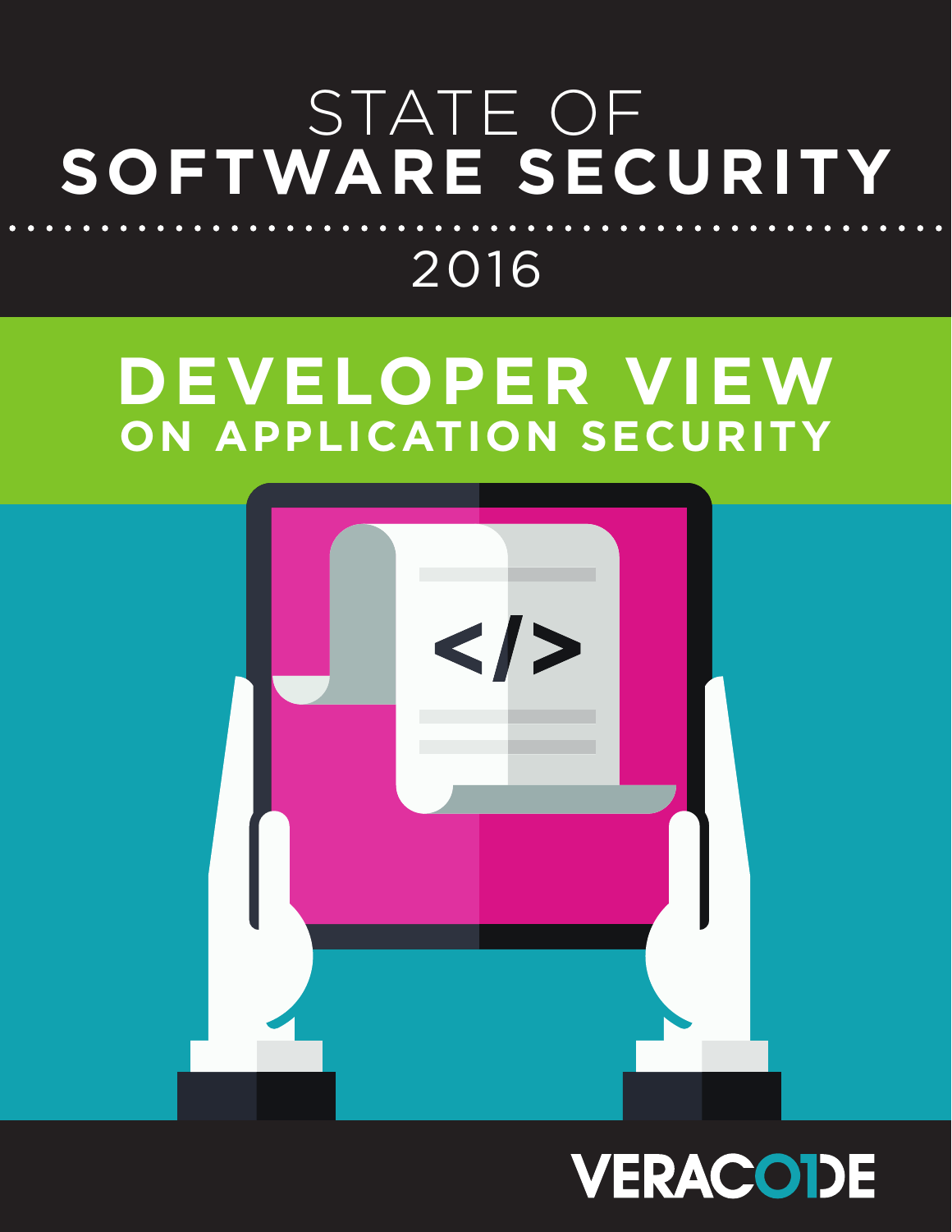# STATE OF SOFTWARE SECURITY

2016

## DEVELOPER VIEW ON APPLICATION SECURITY

VERACODE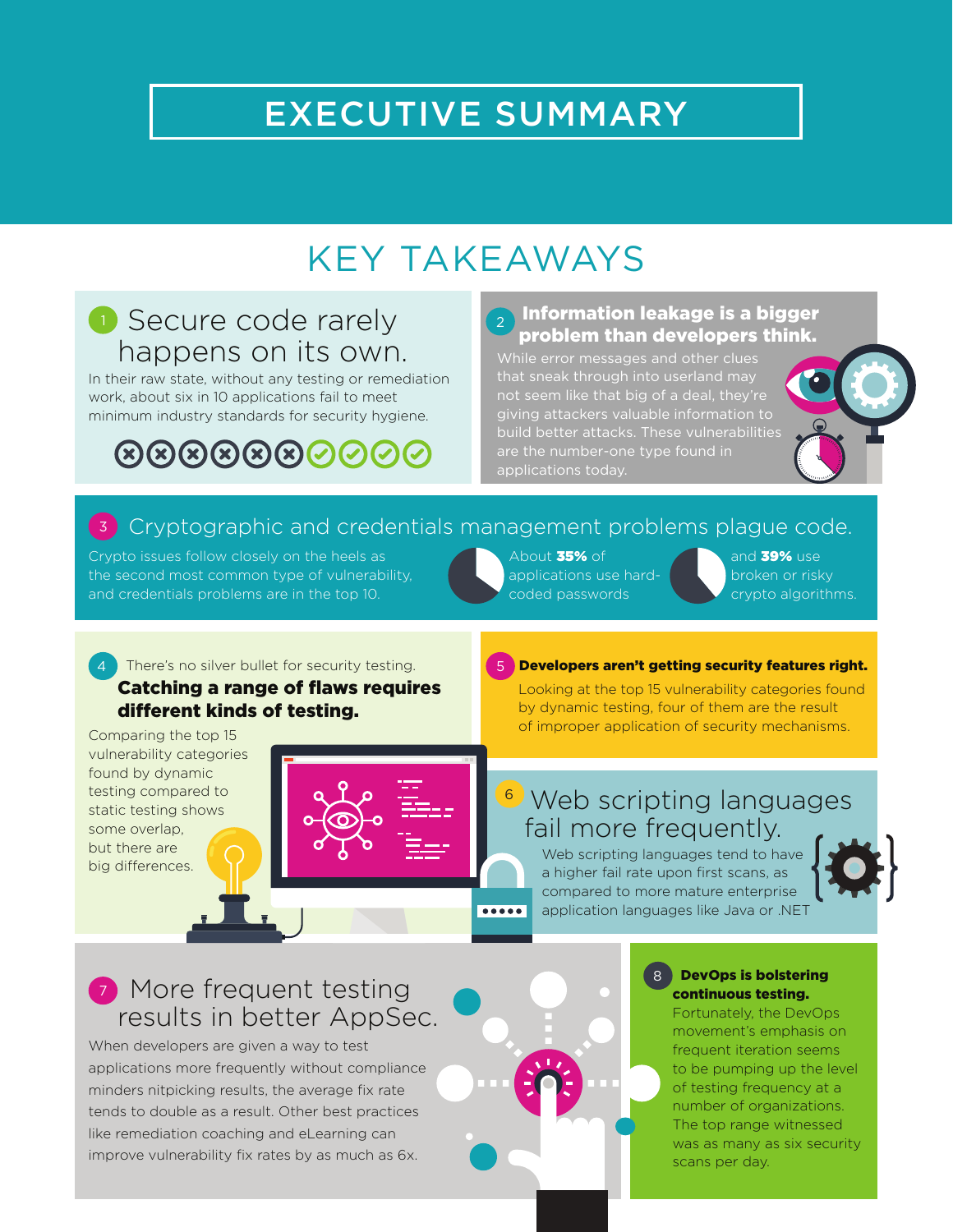# EXECUTIVE SUMMARY

## KEY TAKEAWAYS

### 1 Secure code rarely happens on its own.

In their raw state, without any testing or remediation work, about six in 10 applications fail to meet minimum industry standards for security hygiene.

### 2 Information leakage is a bigger problem than developers think.

While error messages and other clues that sneak through into userland may not seem like that big of a deal, they're giving attackers valuable information to build better attacks. These vulnerabilities are the number-one type found in applications today.

### 3 Cryptographic and credentials management problems plague code.

Crypto issues follow closely on the heels as the second most common type of vulnerability, and credentials problems are in the top 10.

About **35%** of applications use hard-coded passwords

and **39%** use broken or risky crypto algorithms.

### 4 There's no silver bullet for security testing. **Catching a range of flaws requires different kinds of testing.**

Comparing the top 15 vulnerability categories found by dynamic testing compared to static testing shows some overlap, but there are big differences.

### 5 Developers aren't getting security features right.

Looking at the top 15 vulnerability categories found by dynamic testing, four of them are the result of improper application of security mechanisms.

### 6 Web scripting languages fail more frequently.

Web scripting languages tend to have a higher fail rate upon first scans, as compared to more mature enterprise application languages like Java or .NET

### 7 More frequent testing results in better AppSec.

When developers are given a way to test applications more frequently without compliance minders nitpicking results, the average fix rate tends to double as a result. Other best practices like remediation coaching and eLearning can improve vulnerability fix rates by as much as 6x.

### 8 DevOps is bolstering continuous testing.

Fortunately, the DevOps movement's emphasis on frequent iteration seems to be pumping up the level of testing frequency at a number of organizations. The top range witnessed was as many as six security scans per day.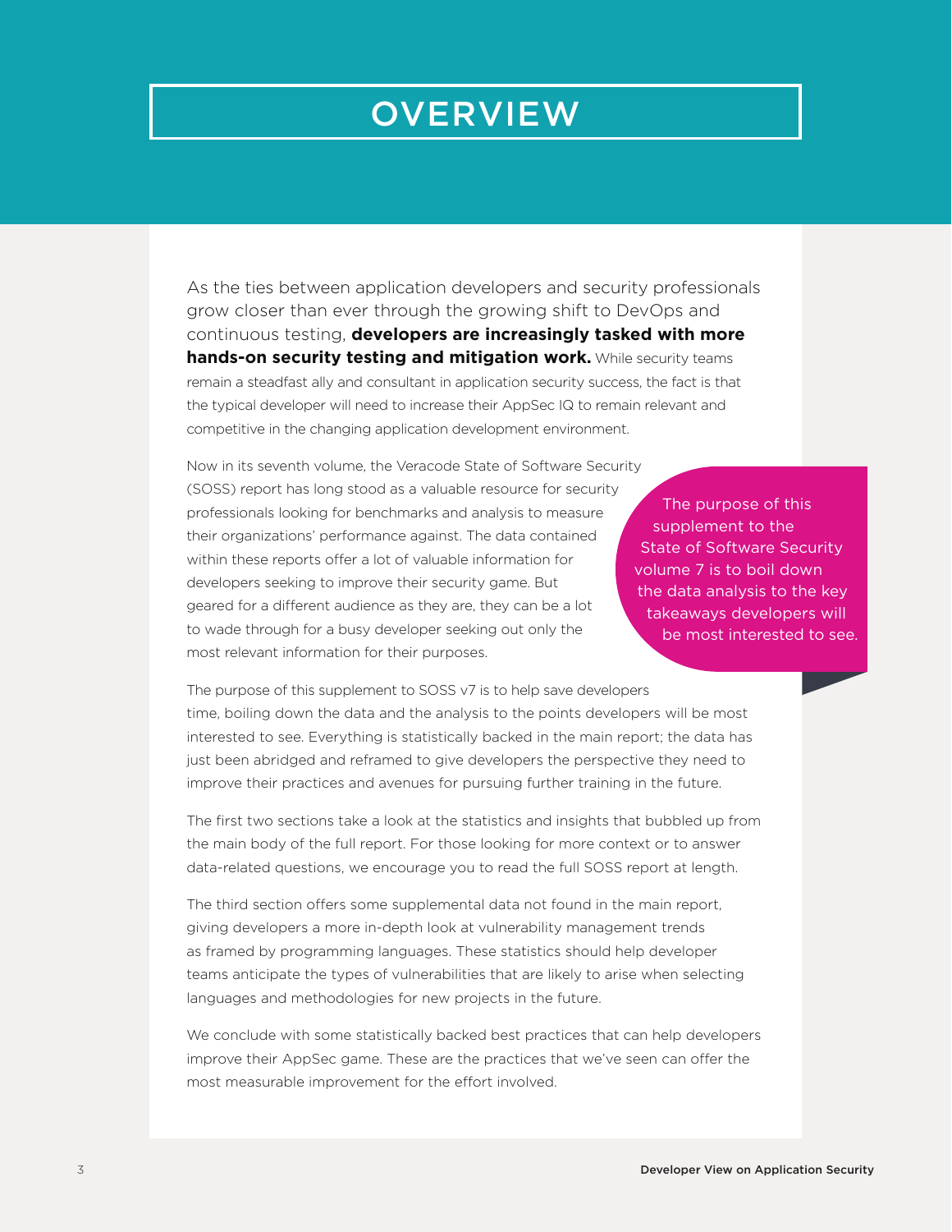# OVERVIEW

As the ties between application developers and security professionals grow closer than ever through the growing shift to DevOps and continuous testing, **developers are increasingly tasked with more hands-on security testing and mitigation work.** While security teams remain a steadfast ally and consultant in application security success, the fact is that the typical developer will need to increase their AppSec IQ to remain relevant and competitive in the changing application development environment.

Now in its seventh volume, the Veracode State of Software Security (SOSS) report has long stood as a valuable resource for security professionals looking for benchmarks and analysis to measure their organizations' performance against. The data contained within these reports offer a lot of valuable information for developers seeking to improve their security game. But geared for a different audience as they are, they can be a lot to wade through for a busy developer seeking out only the most relevant information for their purposes.

> The purpose of this supplement to the State of Software Security volume 7 is to boil down the data analysis to the key takeaways developers will be most interested to see.

The purpose of this supplement to SOSS v7 is to help save developers time, boiling down the data and the analysis to the points developers will be most interested to see. Everything is statistically backed in the main report; the data has just been abridged and reframed to give developers the perspective they need to improve their practices and avenues for pursuing further training in the future.

The first two sections take a look at the statistics and insights that bubbled up from the main body of the full report. For those looking for more context or to answer data-related questions, we encourage you to read the full SOSS report at length.

The third section offers some supplemental data not found in the main report, giving developers a more in-depth look at vulnerability management trends as framed by programming languages. These statistics should help developer teams anticipate the types of vulnerabilities that are likely to arise when selecting languages and methodologies for new projects in the future.

We conclude with some statistically backed best practices that can help developers improve their AppSec game. These are the practices that we've seen can offer the most measurable improvement for the effort involved.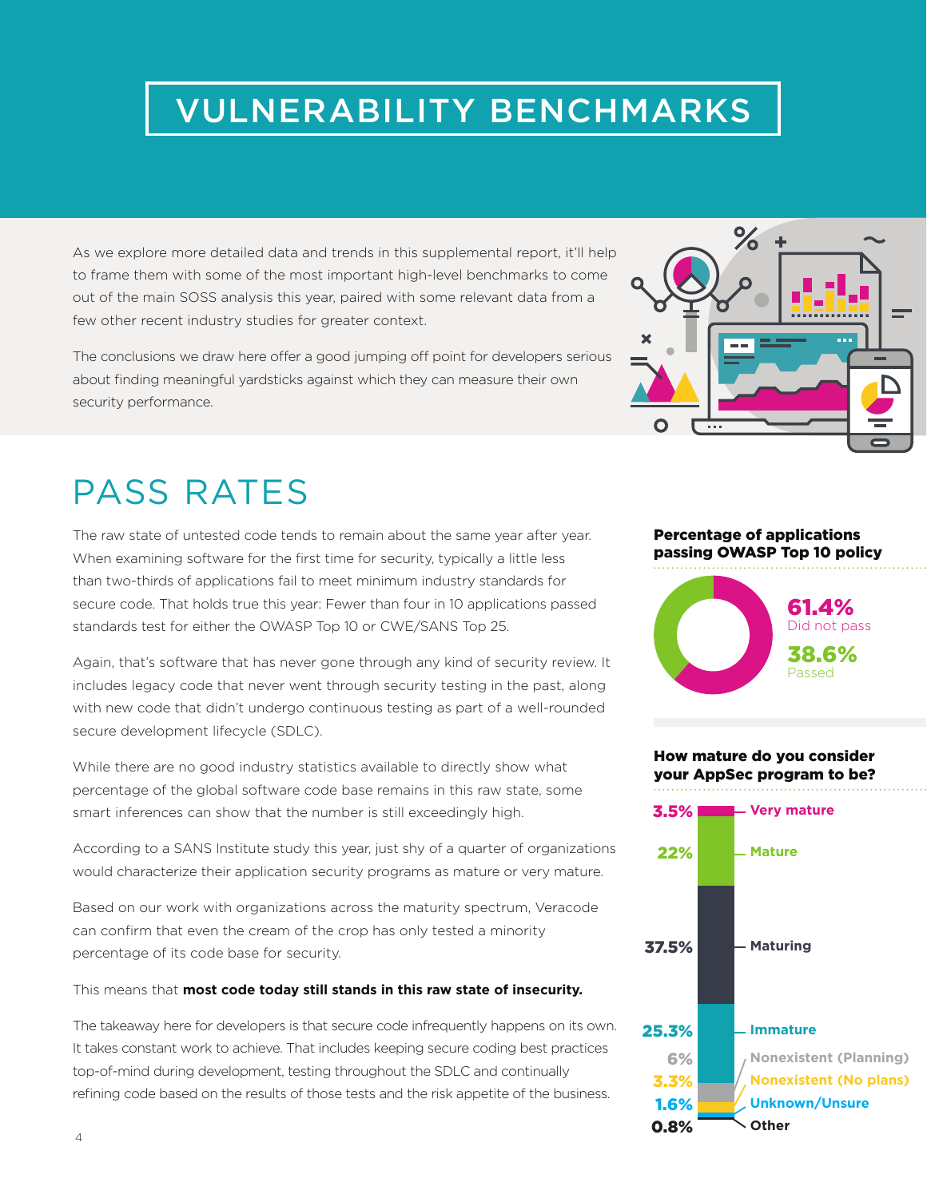# VULNERABILITY BENCHMARKS

As we explore more detailed data and trends in this supplemental report, it'll help to frame them with some of the most important high-level benchmarks to come out of the main SOSS analysis this year, paired with some relevant data from a few other recent industry studies for greater context.

The conclusions we draw here offer a good jumping off point for developers serious about finding meaningful yardsticks against which they can measure their own security performance.

## PASS RATES

The raw state of untested code tends to remain about the same year after year. When examining software for the first time for security, typically a little less than two-thirds of applications fail to meet minimum industry standards for secure code. That holds true this year: Fewer than four in 10 applications passed standards test for either the OWASP Top 10 or CWE/SANS Top 25.

Again, that's software that has never gone through any kind of security review. It includes legacy code that never went through security testing in the past, along with new code that didn't undergo continuous testing as part of a well-rounded secure development lifecycle (SDLC).

While there are no good industry statistics available to directly show what percentage of the global software code base remains in this raw state, some smart inferences can show that the number is still exceedingly high.

According to a SANS Institute study this year, just shy of a quarter of organizations would characterize their application security programs as mature or very mature.

Based on our work with organizations across the maturity spectrum, Veracode can confirm that even the cream of the crop has only tested a minority percentage of its code base for security.

This means that **most code today still stands in this raw state of insecurity.**

The takeaway here for developers is that secure code infrequently happens on its own. It takes constant work to achieve. That includes keeping secure coding best practices top-of-mind during development, testing throughout the SDLC and continually refining code based on the results of those tests and the risk appetite of the business.

**Percentage of applications passing OWASP Top 10 policy**

| Result | Percentage |
|---|---|
| Did not pass | 61.4% |
| Passed | 38.6% |

**How mature do you consider your AppSec program to be?**

| Maturity | Percentage |
|---|---|
| Very mature | 3.5% |
| Mature | 22% |
| Maturing | 37.5% |
| Immature | 25.3% |
| Nonexistent (Planning) | 6% |
| Nonexistent (No plans) | 3.3% |
| Unknown/Unsure | 1.6% |
| Other | 0.8% |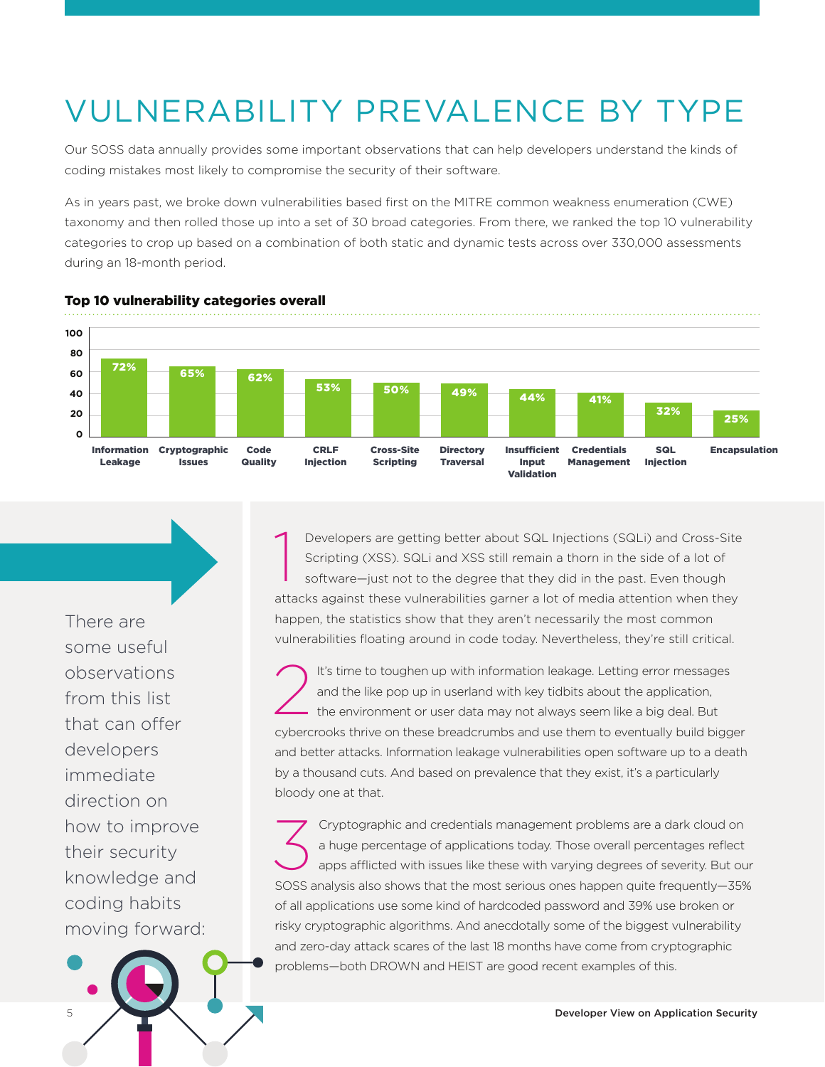# VULNERABILITY PREVALENCE BY TYPE

Our SOSS data annually provides some important observations that can help developers understand the kinds of coding mistakes most likely to compromise the security of their software.

As in years past, we broke down vulnerabilities based first on the MITRE common weakness enumeration (CWE) taxonomy and then rolled those up into a set of 30 broad categories. From there, we ranked the top 10 vulnerability categories to crop up based on a combination of both static and dynamic tests across over 330,000 assessments during an 18-month period.

**Top 10 vulnerability categories overall**

| Category | Percentage |
|---|---|
| Information Leakage | 72% |
| Cryptographic Issues | 65% |
| Code Quality | 62% |
| CRLF Injection | 53% |
| Cross-Site Scripting | 50% |
| Directory Traversal | 49% |
| Insufficient Input Validation | 44% |
| Credentials Management | 41% |
| SQL Injection | 32% |
| Encapsulation | 25% |

There are some useful observations from this list that can offer developers immediate direction on how to improve their security knowledge and coding habits moving forward:

1. Developers are getting better about SQL Injections (SQLi) and Cross-Site Scripting (XSS). SQLi and XSS still remain a thorn in the side of a lot of software—just not to the degree that they did in the past. Even though attacks against these vulnerabilities garner a lot of media attention when they happen, the statistics show that they aren't necessarily the most common vulnerabilities floating around in code today. Nevertheless, they're still critical.

2. It's time to toughen up with information leakage. Letting error messages and the like pop up in userland with key tidbits about the application, the environment or user data may not always seem like a big deal. But cybercrooks thrive on these breadcrumbs and use them to eventually build bigger and better attacks. Information leakage vulnerabilities open software up to a death by a thousand cuts. And based on prevalence that they exist, it's a particularly bloody one at that.

3. Cryptographic and credentials management problems are a dark cloud on a huge percentage of applications today. Those overall percentages reflect apps afflicted with issues like these with varying degrees of severity. But our SOSS analysis also shows that the most serious ones happen quite frequently—35% of all applications use some kind of hardcoded password and 39% use broken or risky cryptographic algorithms. And anecdotally some of the biggest vulnerability and zero-day attack scares of the last 18 months have come from cryptographic problems—both DROWN and HEIST are good recent examples of this.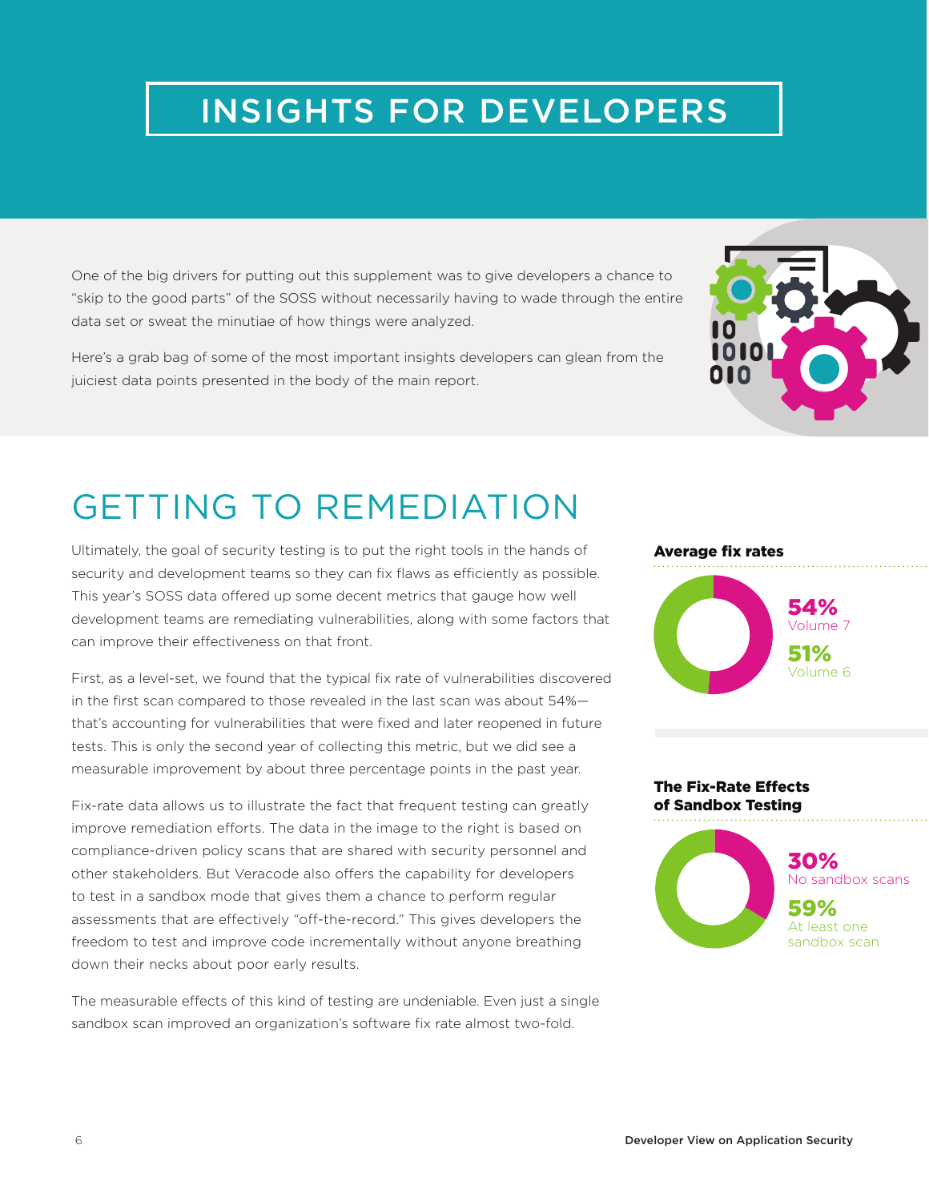# INSIGHTS FOR DEVELOPERS

One of the big drivers for putting out this supplement was to give developers a chance to "skip to the good parts" of the SOSS without necessarily having to wade through the entire data set or sweat the minutiae of how things were analyzed.

Here's a grab bag of some of the most important insights developers can glean from the juiciest data points presented in the body of the main report.

## GETTING TO REMEDIATION

Ultimately, the goal of security testing is to put the right tools in the hands of security and development teams so they can fix flaws as efficiently as possible. This year's SOSS data offered up some decent metrics that gauge how well development teams are remediating vulnerabilities, along with some factors that can improve their effectiveness on that front.

First, as a level-set, we found that the typical fix rate of vulnerabilities discovered in the first scan compared to those revealed in the last scan was about 54%—that's accounting for vulnerabilities that were fixed and later reopened in future tests. This is only the second year of collecting this metric, but we did see a measurable improvement by about three percentage points in the past year.

Fix-rate data allows us to illustrate the fact that frequent testing can greatly improve remediation efforts. The data in the image to the right is based on compliance-driven policy scans that are shared with security personnel and other stakeholders. But Veracode also offers the capability for developers to test in a sandbox mode that gives them a chance to perform regular assessments that are effectively "off-the-record." This gives developers the freedom to test and improve code incrementally without anyone breathing down their necks about poor early results.

The measurable effects of this kind of testing are undeniable. Even just a single sandbox scan improved an organization's software fix rate almost two-fold.

**Average fix rates**

54% Volume 7

51% Volume 6

**The Fix-Rate Effects of Sandbox Testing**

30% No sandbox scans

59% At least one sandbox scan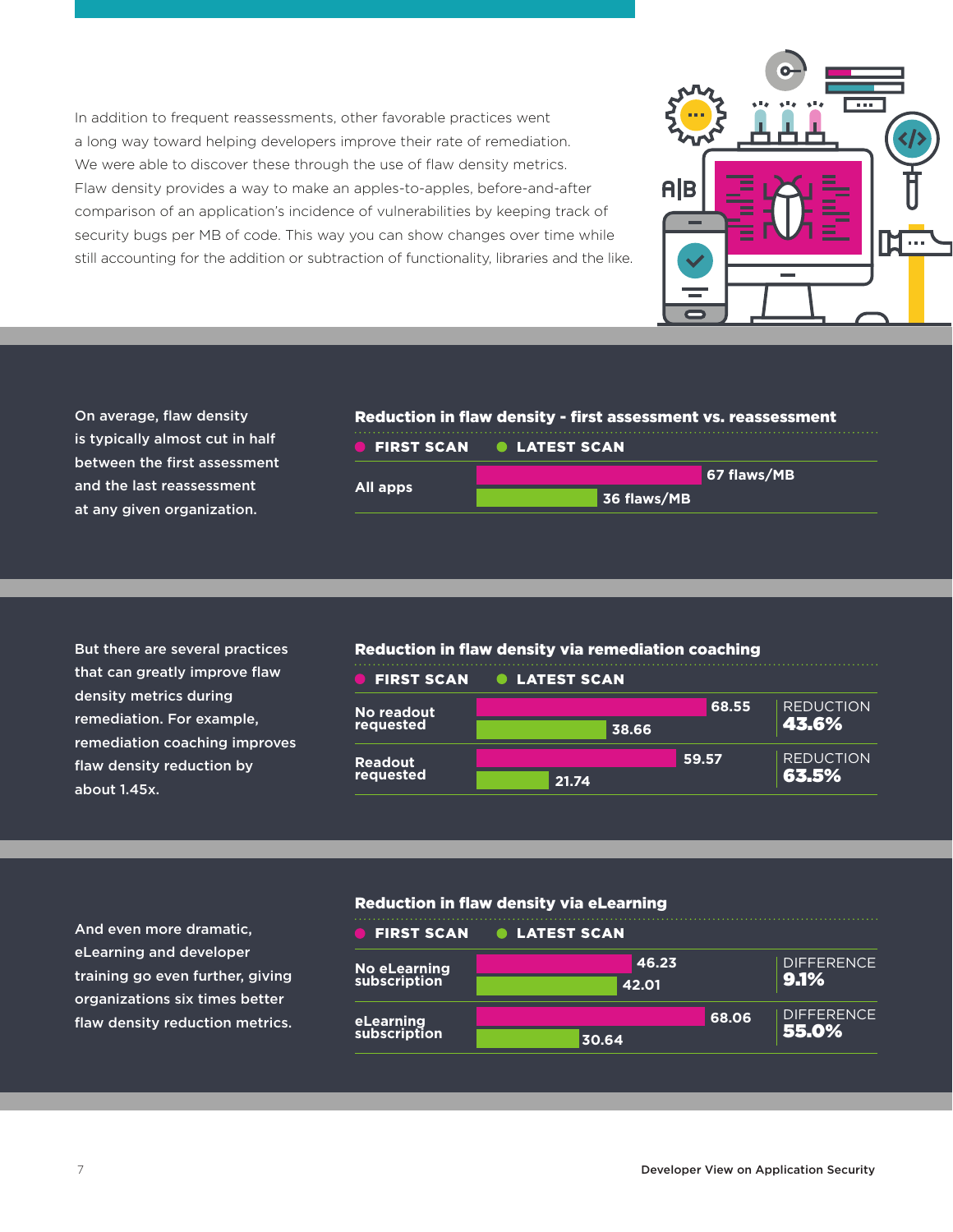In addition to frequent reassessments, other favorable practices went a long way toward helping developers improve their rate of remediation. We were able to discover these through the use of flaw density metrics. Flaw density provides a way to make an apples-to-apples, before-and-after comparison of an application's incidence of vulnerabilities by keeping track of security bugs per MB of code. This way you can show changes over time while still accounting for the addition or subtraction of functionality, libraries and the like.

**On average, flaw density is typically almost cut in half between the first assessment and the last reassessment at any given organization.**

### Reduction in flaw density - first assessment vs. reassessment

| | FIRST SCAN | LATEST SCAN |
|---|---|---|
| All apps | 67 flaws/MB | 36 flaws/MB |

**But there are several practices that can greatly improve flaw density metrics during remediation. For example, remediation coaching improves flaw density reduction by about 1.45x.**

### Reduction in flaw density via remediation coaching

| | FIRST SCAN | LATEST SCAN | REDUCTION |
|---|---|---|---|
| No readout requested | 68.55 | 38.66 | 43.6% |
| Readout requested | 59.57 | 21.74 | 63.5% |

**And even more dramatic, eLearning and developer training go even further, giving organizations six times better flaw density reduction metrics.**

### Reduction in flaw density via eLearning

| | FIRST SCAN | LATEST SCAN | DIFFERENCE |
|---|---|---|---|
| No eLearning subscription | 46.23 | 42.01 | 9.1% |
| eLearning subscription | 68.06 | 30.64 | 55.0% |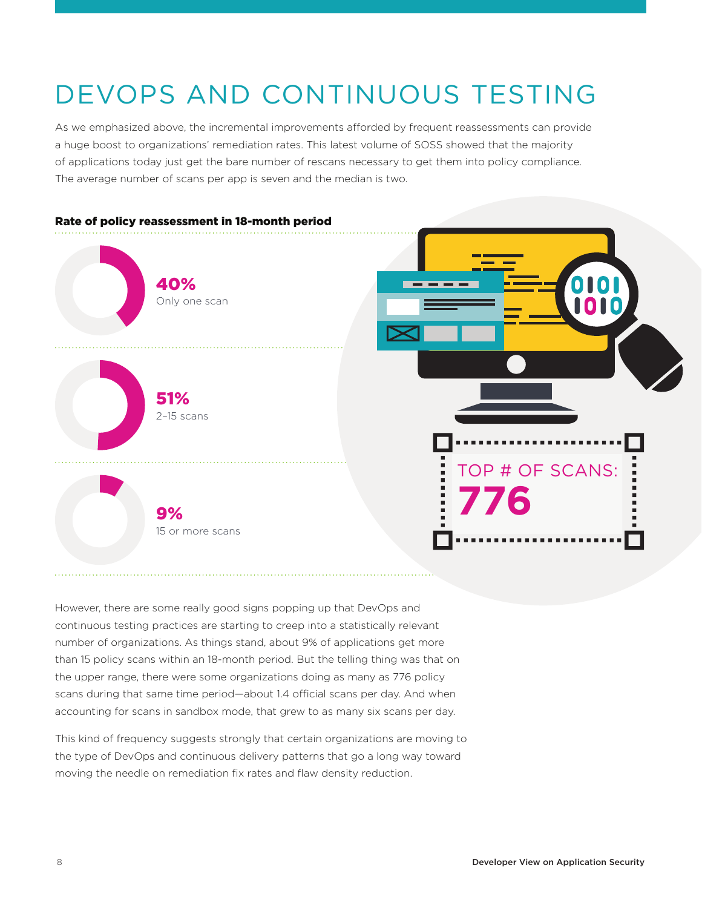# DEVOPS AND CONTINUOUS TESTING

As we emphasized above, the incremental improvements afforded by frequent reassessments can provide a huge boost to organizations' remediation rates. This latest volume of SOSS showed that the majority of applications today just get the bare number of rescans necessary to get them into policy compliance. The average number of scans per app is seven and the median is two.

**Rate of policy reassessment in 18-month period**

**40%** Only one scan

**51%** 2–15 scans

**9%** 15 or more scans

TOP # OF SCANS: **776**

However, there are some really good signs popping up that DevOps and continuous testing practices are starting to creep into a statistically relevant number of organizations. As things stand, about 9% of applications get more than 15 policy scans within an 18-month period. But the telling thing was that on the upper range, there were some organizations doing as many as 776 policy scans during that same time period—about 1.4 official scans per day. And when accounting for scans in sandbox mode, that grew to as many six scans per day.

This kind of frequency suggests strongly that certain organizations are moving to the type of DevOps and continuous delivery patterns that go a long way toward moving the needle on remediation fix rates and flaw density reduction.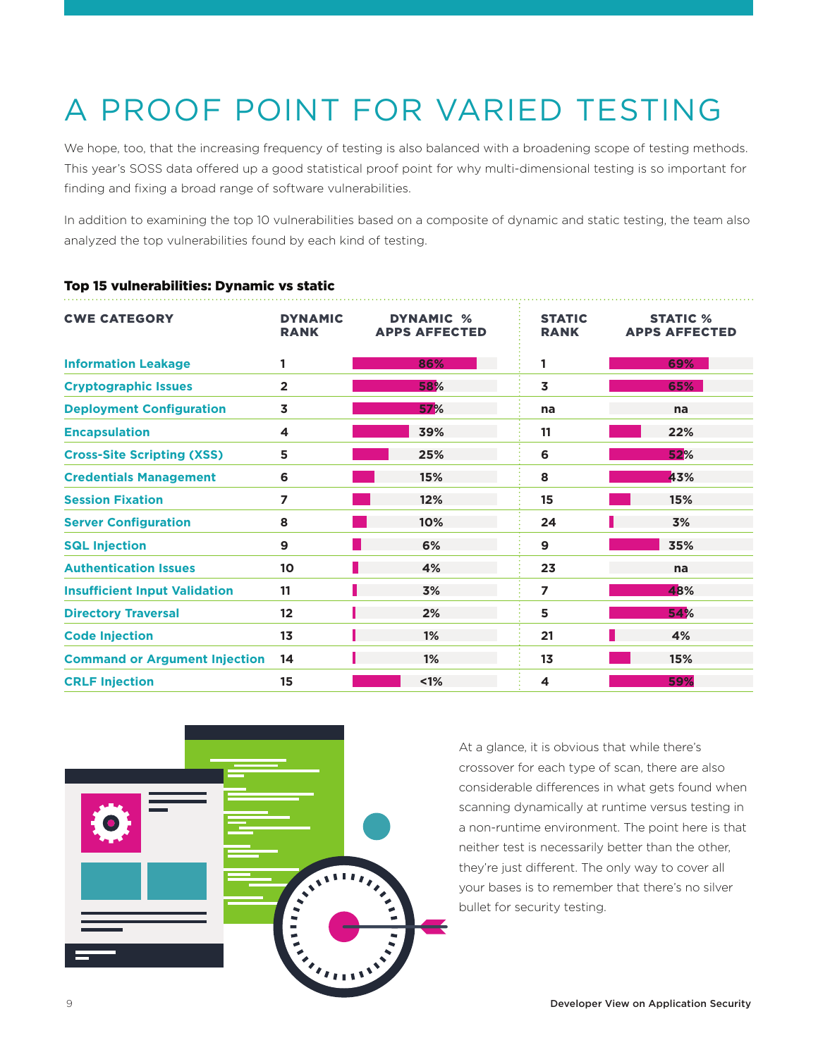# A PROOF POINT FOR VARIED TESTING

We hope, too, that the increasing frequency of testing is also balanced with a broadening scope of testing methods. This year's SOSS data offered up a good statistical proof point for why multi-dimensional testing is so important for finding and fixing a broad range of software vulnerabilities.

In addition to examining the top 10 vulnerabilities based on a composite of dynamic and static testing, the team also analyzed the top vulnerabilities found by each kind of testing.

**Top 15 vulnerabilities: Dynamic vs static**

| CWE CATEGORY | DYNAMIC RANK | DYNAMIC % APPS AFFECTED | STATIC RANK | STATIC % APPS AFFECTED |
|---|---|---|---|---|
| Information Leakage | 1 | 86% | 1 | 69% |
| Cryptographic Issues | 2 | 58% | 3 | 65% |
| Deployment Configuration | 3 | 57% | na | na |
| Encapsulation | 4 | 39% | 11 | 22% |
| Cross-Site Scripting (XSS) | 5 | 25% | 6 | 52% |
| Credentials Management | 6 | 15% | 8 | 43% |
| Session Fixation | 7 | 12% | 15 | 15% |
| Server Configuration | 8 | 10% | 24 | 3% |
| SQL Injection | 9 | 6% | 9 | 35% |
| Authentication Issues | 10 | 4% | 23 | na |
| Insufficient Input Validation | 11 | 3% | 7 | 48% |
| Directory Traversal | 12 | 2% | 5 | 54% |
| Code Injection | 13 | 1% | 21 | 4% |
| Command or Argument Injection | 14 | 1% | 13 | 15% |
| CRLF Injection | 15 | <1% | 4 | 59% |

At a glance, it is obvious that while there's crossover for each type of scan, there are also considerable differences in what gets found when scanning dynamically at runtime versus testing in a non-runtime environment. The point here is that neither test is necessarily better than the other, they're just different. The only way to cover all your bases is to remember that there's no silver bullet for security testing.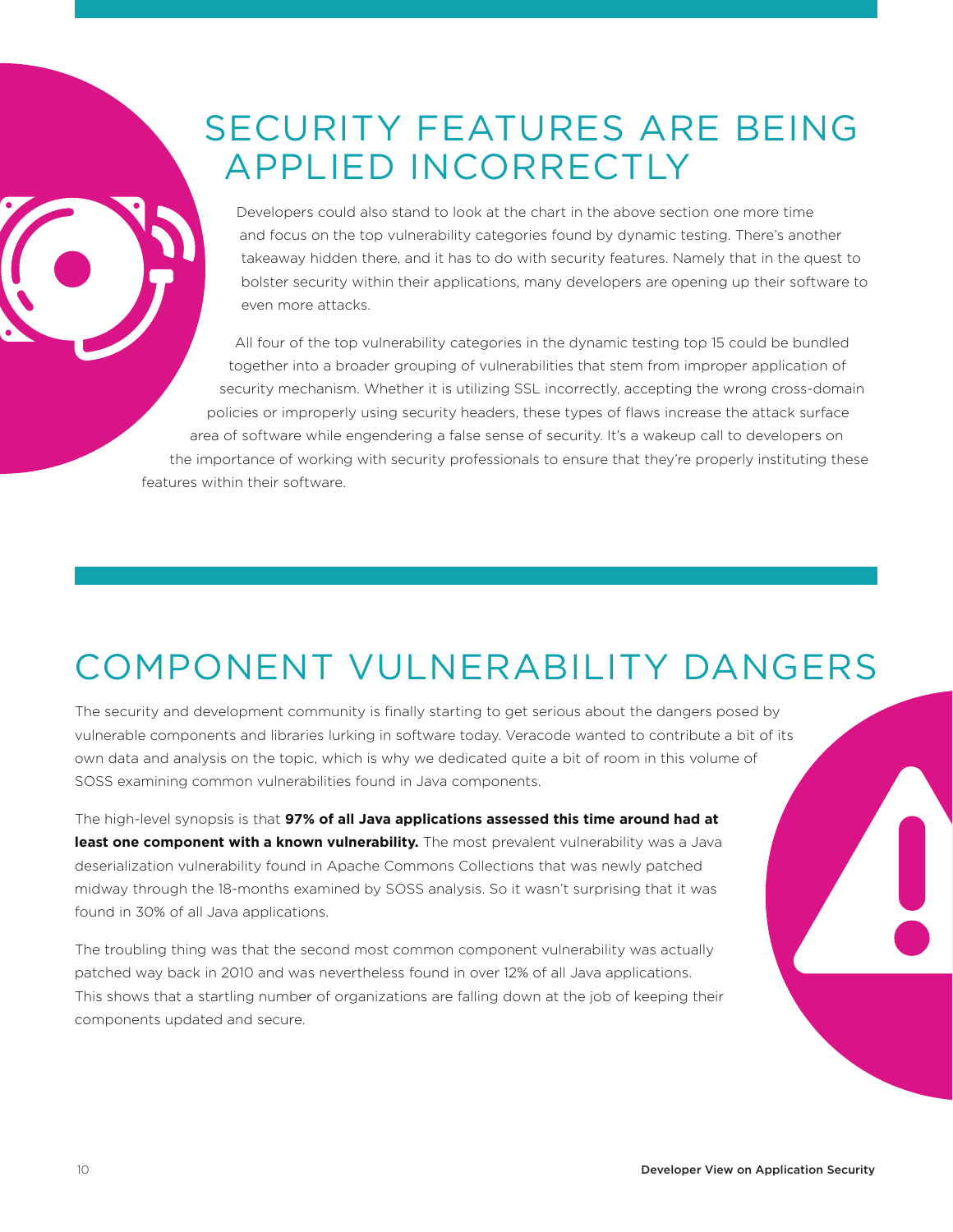## SECURITY FEATURES ARE BEING APPLIED INCORRECTLY

Developers could also stand to look at the chart in the above section one more time and focus on the top vulnerability categories found by dynamic testing. There's another takeaway hidden there, and it has to do with security features. Namely that in the quest to bolster security within their applications, many developers are opening up their software to even more attacks.

All four of the top vulnerability categories in the dynamic testing top 15 could be bundled together into a broader grouping of vulnerabilities that stem from improper application of security mechanism. Whether it is utilizing SSL incorrectly, accepting the wrong cross-domain policies or improperly using security headers, these types of flaws increase the attack surface area of software while engendering a false sense of security. It's a wakeup call to developers on the importance of working with security professionals to ensure that they're properly instituting these features within their software.

## COMPONENT VULNERABILITY DANGERS

The security and development community is finally starting to get serious about the dangers posed by vulnerable components and libraries lurking in software today. Veracode wanted to contribute a bit of its own data and analysis on the topic, which is why we dedicated quite a bit of room in this volume of SOSS examining common vulnerabilities found in Java components.

The high-level synopsis is that **97% of all Java applications assessed this time around had at least one component with a known vulnerability.** The most prevalent vulnerability was a Java deserialization vulnerability found in Apache Commons Collections that was newly patched midway through the 18-months examined by SOSS analysis. So it wasn't surprising that it was found in 30% of all Java applications.

The troubling thing was that the second most common component vulnerability was actually patched way back in 2010 and was nevertheless found in over 12% of all Java applications. This shows that a startling number of organizations are falling down at the job of keeping their components updated and secure.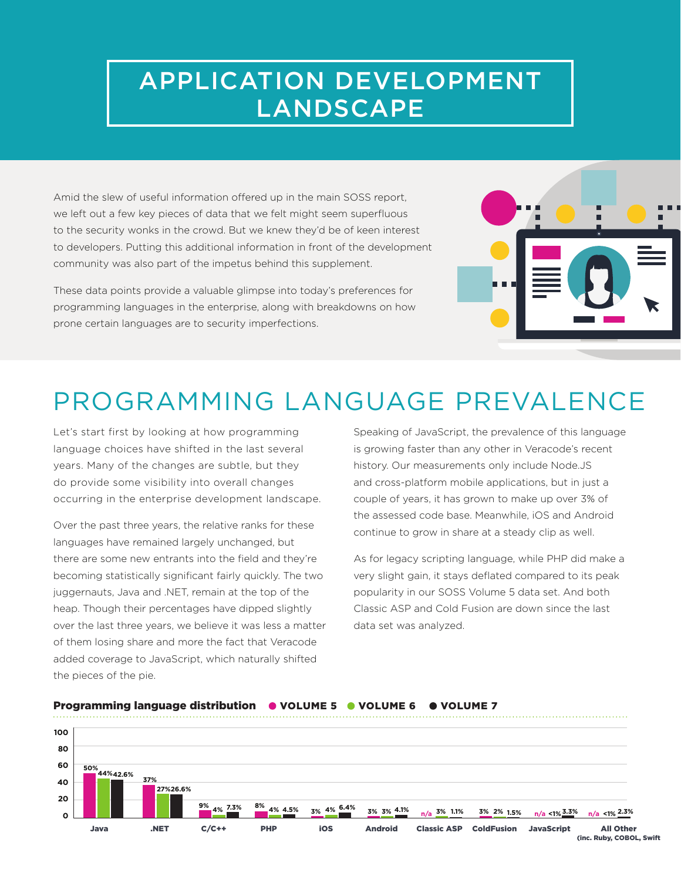# APPLICATION DEVELOPMENT LANDSCAPE

Amid the slew of useful information offered up in the main SOSS report, we left out a few key pieces of data that we felt might seem superfluous to the security wonks in the crowd. But we knew they'd be of keen interest to developers. Putting this additional information in front of the development community was also part of the impetus behind this supplement.

These data points provide a valuable glimpse into today's preferences for programming languages in the enterprise, along with breakdowns on how prone certain languages are to security imperfections.

## PROGRAMMING LANGUAGE PREVALENCE

Let's start first by looking at how programming language choices have shifted in the last several years. Many of the changes are subtle, but they do provide some visibility into overall changes occurring in the enterprise development landscape.

Over the past three years, the relative ranks for these languages have remained largely unchanged, but there are some new entrants into the field and they're becoming statistically significant fairly quickly. The two juggernauts, Java and .NET, remain at the top of the heap. Though their percentages have dipped slightly over the last three years, we believe it was less a matter of them losing share and more the fact that Veracode added coverage to JavaScript, which naturally shifted the pieces of the pie.

Speaking of JavaScript, the prevalence of this language is growing faster than any other in Veracode's recent history. Our measurements only include Node.JS and cross-platform mobile applications, but in just a couple of years, it has grown to make up over 3% of the assessed code base. Meanwhile, iOS and Android continue to grow in share at a steady clip as well.

As for legacy scripting language, while PHP did make a very slight gain, it stays deflated compared to its peak popularity in our SOSS Volume 5 data set. And both Classic ASP and Cold Fusion are down since the last data set was analyzed.

**Programming language distribution** ● VOLUME 5 ● VOLUME 6 ● VOLUME 7

| Language | Volume 5 | Volume 6 | Volume 7 |
|---|---|---|---|
| Java | 50% | 44% | 42.6% |
| .NET | 37% | 27% | 26.6% |
| C/C++ | 9% | 4% | 7.3% |
| PHP | 8% | 4% | 4.5% |
| iOS | 3% | 4% | 6.4% |
| Android | 3% | 3% | 4.1% |
| Classic ASP | n/a | 3% | 1.1% |
| ColdFusion | 3% | 2% | 1.5% |
| JavaScript | n/a | <1% | 3.3% |
| All Other (inc. Ruby, COBOL, Swift | n/a | <1% | 2.3% |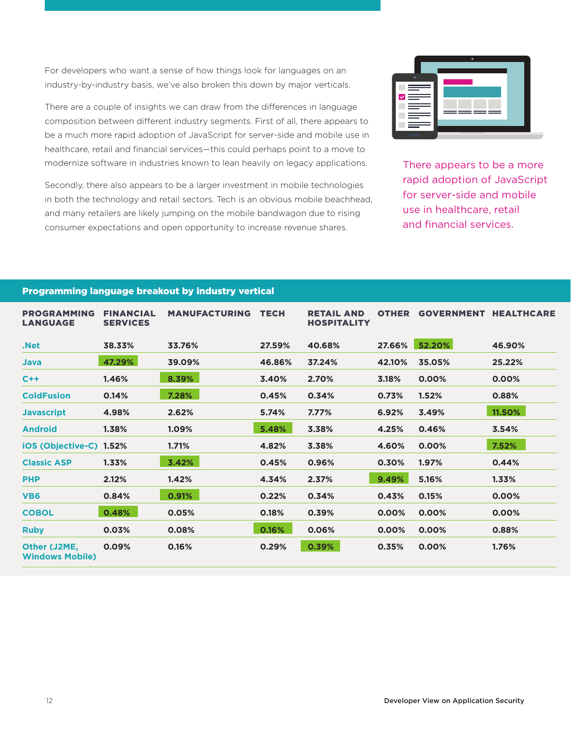For developers who want a sense of how things look for languages on an industry-by-industry basis, we've also broken this down by major verticals.

There are a couple of insights we can draw from the differences in language composition between different industry segments. First of all, there appears to be a much more rapid adoption of JavaScript for server-side and mobile use in healthcare, retail and financial services—this could perhaps point to a move to modernize software in industries known to lean heavily on legacy applications.

Secondly, there also appears to be a larger investment in mobile technologies in both the technology and retail sectors. Tech is an obvious mobile beachhead, and many retailers are likely jumping on the mobile bandwagon due to rising consumer expectations and open opportunity to increase revenue shares.

There appears to be a more rapid adoption of JavaScript for server-side and mobile use in healthcare, retail and financial services.

**Programming language breakout by industry vertical**

| PROGRAMMING LANGUAGE | FINANCIAL SERVICES | MANUFACTURING | TECH | RETAIL AND HOSPITALITY | OTHER | GOVERNMENT | HEALTHCARE |
|---|---|---|---|---|---|---|---|
| .Net | 38.33% | 33.76% | 27.59% | 40.68% | 27.66% | 52.20% | 46.90% |
| Java | 47.29% | 39.09% | 46.86% | 37.24% | 42.10% | 35.05% | 25.22% |
| C++ | 1.46% | 8.39% | 3.40% | 2.70% | 3.18% | 0.00% | 0.00% |
| ColdFusion | 0.14% | 7.28% | 0.45% | 0.34% | 0.73% | 1.52% | 0.88% |
| Javascript | 4.98% | 2.62% | 5.74% | 7.77% | 6.92% | 3.49% | 11.50% |
| Android | 1.38% | 1.09% | 5.48% | 3.38% | 4.25% | 0.46% | 3.54% |
| iOS (Objective-C) | 1.52% | 1.71% | 4.82% | 3.38% | 4.60% | 0.00% | 7.52% |
| Classic ASP | 1.33% | 3.42% | 0.45% | 0.96% | 0.30% | 1.97% | 0.44% |
| PHP | 2.12% | 1.42% | 4.34% | 2.37% | 9.49% | 5.16% | 1.33% |
| VB6 | 0.84% | 0.91% | 0.22% | 0.34% | 0.43% | 0.15% | 0.00% |
| COBOL | 0.48% | 0.05% | 0.18% | 0.39% | 0.00% | 0.00% | 0.00% |
| Ruby | 0.03% | 0.08% | 0.16% | 0.06% | 0.00% | 0.00% | 0.88% |
| Other (J2ME, Windows Mobile) | 0.09% | 0.16% | 0.29% | 0.39% | 0.35% | 0.00% | 1.76% |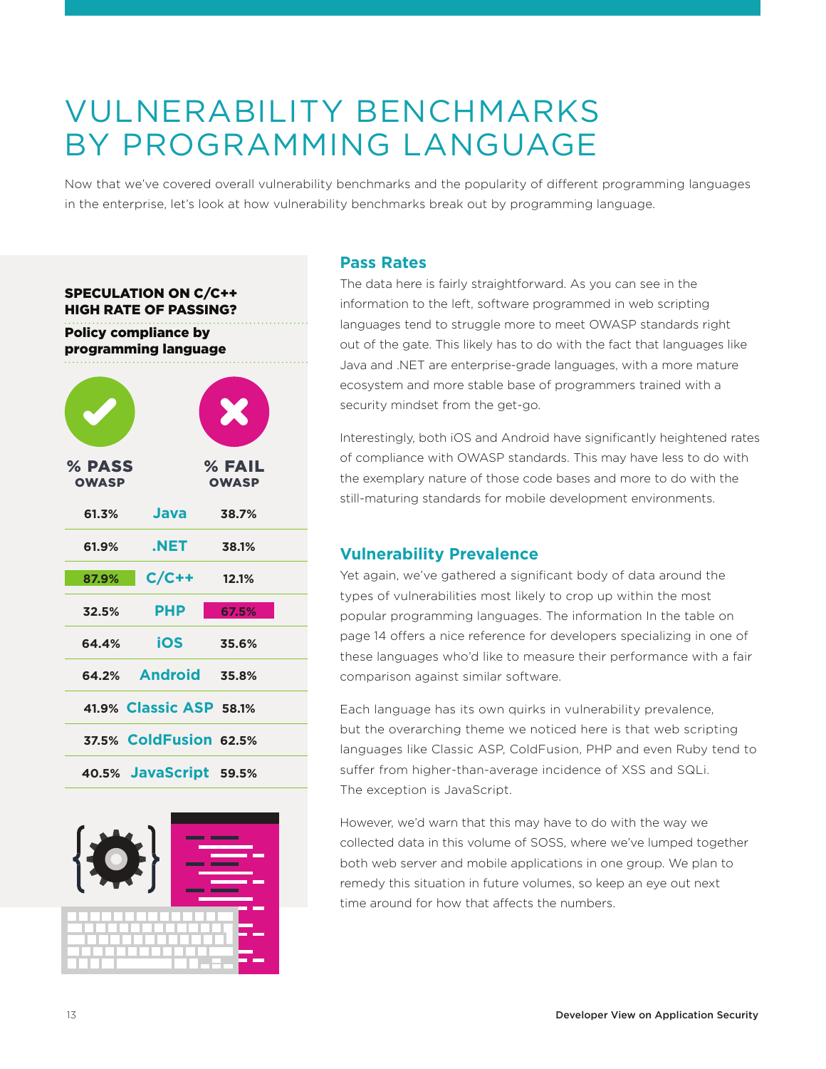# VULNERABILITY BENCHMARKS BY PROGRAMMING LANGUAGE

Now that we've covered overall vulnerability benchmarks and the popularity of different programming languages in the enterprise, let's look at how vulnerability benchmarks break out by programming language.

**SPECULATION ON C/C++ HIGH RATE OF PASSING?**

**Policy compliance by programming language**

| % PASS OWASP | | % FAIL OWASP |
|---|---|---|
| 61.3% | Java | 38.7% |
| 61.9% | .NET | 38.1% |
| 87.9% | C/C++ | 12.1% |
| 32.5% | PHP | 67.5% |
| 64.4% | iOS | 35.6% |
| 64.2% | Android | 35.8% |
| 41.9% | Classic ASP | 58.1% |
| 37.5% | ColdFusion | 62.5% |
| 40.5% | JavaScript | 59.5% |

## Pass Rates

The data here is fairly straightforward. As you can see in the information to the left, software programmed in web scripting languages tend to struggle more to meet OWASP standards right out of the gate. This likely has to do with the fact that languages like Java and .NET are enterprise-grade languages, with a more mature ecosystem and more stable base of programmers trained with a security mindset from the get-go.

Interestingly, both iOS and Android have significantly heightened rates of compliance with OWASP standards. This may have less to do with the exemplary nature of those code bases and more to do with the still-maturing standards for mobile development environments.

## Vulnerability Prevalence

Yet again, we've gathered a significant body of data around the types of vulnerabilities most likely to crop up within the most popular programming languages. The information In the table on page 14 offers a nice reference for developers specializing in one of these languages who'd like to measure their performance with a fair comparison against similar software.

Each language has its own quirks in vulnerability prevalence, but the overarching theme we noticed here is that web scripting languages like Classic ASP, ColdFusion, PHP and even Ruby tend to suffer from higher-than-average incidence of XSS and SQLi. The exception is JavaScript.

However, we'd warn that this may have to do with the way we collected data in this volume of SOSS, where we've lumped together both web server and mobile applications in one group. We plan to remedy this situation in future volumes, so keep an eye out next time around for how that affects the numbers.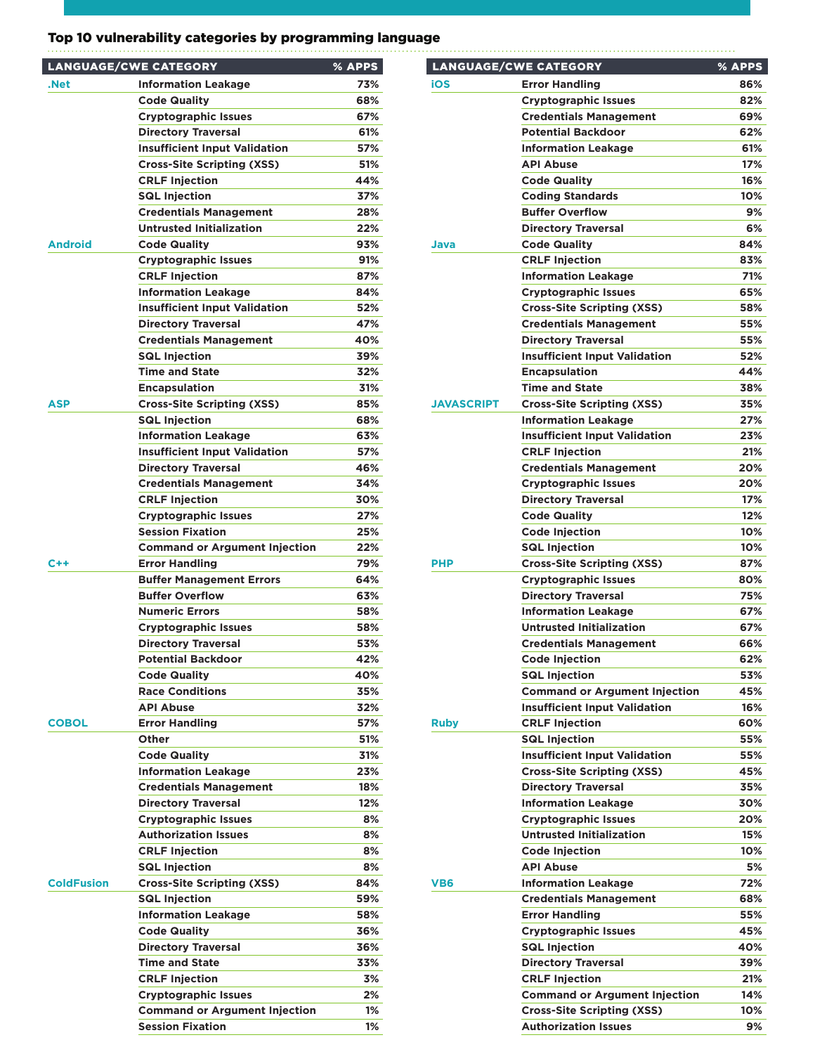## Top 10 vulnerability categories by programming language

| LANGUAGE/CWE CATEGORY | | % APPS |
|---|---|---|
| .Net | Information Leakage | 73% |
| | Code Quality | 68% |
| | Cryptographic Issues | 67% |
| | Directory Traversal | 61% |
| | Insufficient Input Validation | 57% |
| | Cross-Site Scripting (XSS) | 51% |
| | CRLF Injection | 44% |
| | SQL Injection | 37% |
| | Credentials Management | 28% |
| | Untrusted Initialization | 22% |
| Android | Code Quality | 93% |
| | Cryptographic Issues | 91% |
| | CRLF Injection | 87% |
| | Information Leakage | 84% |
| | Insufficient Input Validation | 52% |
| | Directory Traversal | 47% |
| | Credentials Management | 40% |
| | SQL Injection | 39% |
| | Time and State | 32% |
| | Encapsulation | 31% |
| ASP | Cross-Site Scripting (XSS) | 85% |
| | SQL Injection | 68% |
| | Information Leakage | 63% |
| | Insufficient Input Validation | 57% |
| | Directory Traversal | 46% |
| | Credentials Management | 34% |
| | CRLF Injection | 30% |
| | Cryptographic Issues | 27% |
| | Session Fixation | 25% |
| | Command or Argument Injection | 22% |
| C++ | Error Handling | 79% |
| | Buffer Management Errors | 64% |
| | Buffer Overflow | 63% |
| | Numeric Errors | 58% |
| | Cryptographic Issues | 58% |
| | Directory Traversal | 53% |
| | Potential Backdoor | 42% |
| | Code Quality | 40% |
| | Race Conditions | 35% |
| | API Abuse | 32% |
| COBOL | Error Handling | 57% |
| | Other | 51% |
| | Code Quality | 31% |
| | Information Leakage | 23% |
| | Credentials Management | 18% |
| | Directory Traversal | 12% |
| | Cryptographic Issues | 8% |
| | Authorization Issues | 8% |
| | CRLF Injection | 8% |
| | SQL Injection | 8% |
| ColdFusion | Cross-Site Scripting (XSS) | 84% |
| | SQL Injection | 59% |
| | Information Leakage | 58% |
| | Code Quality | 36% |
| | Directory Traversal | 36% |
| | Time and State | 33% |
| | CRLF Injection | 3% |
| | Cryptographic Issues | 2% |
| | Command or Argument Injection | 1% |
| | Session Fixation | 1% |

| LANGUAGE/CWE CATEGORY | | % APPS |
|---|---|---|
| iOS | Error Handling | 86% |
| | Cryptographic Issues | 82% |
| | Credentials Management | 69% |
| | Potential Backdoor | 62% |
| | Information Leakage | 61% |
| | API Abuse | 17% |
| | Code Quality | 16% |
| | Coding Standards | 10% |
| | Buffer Overflow | 9% |
| | Directory Traversal | 6% |
| Java | Code Quality | 84% |
| | CRLF Injection | 83% |
| | Information Leakage | 71% |
| | Cryptographic Issues | 65% |
| | Cross-Site Scripting (XSS) | 58% |
| | Credentials Management | 55% |
| | Directory Traversal | 55% |
| | Insufficient Input Validation | 52% |
| | Encapsulation | 44% |
| | Time and State | 38% |
| JAVASCRIPT | Cross-Site Scripting (XSS) | 35% |
| | Information Leakage | 27% |
| | Insufficient Input Validation | 23% |
| | CRLF Injection | 21% |
| | Credentials Management | 20% |
| | Cryptographic Issues | 20% |
| | Directory Traversal | 17% |
| | Code Quality | 12% |
| | Code Injection | 10% |
| | SQL Injection | 10% |
| PHP | Cross-Site Scripting (XSS) | 87% |
| | Cryptographic Issues | 80% |
| | Directory Traversal | 75% |
| | Information Leakage | 67% |
| | Untrusted Initialization | 67% |
| | Credentials Management | 66% |
| | Code Injection | 62% |
| | SQL Injection | 53% |
| | Command or Argument Injection | 45% |
| | Insufficient Input Validation | 16% |
| Ruby | CRLF Injection | 60% |
| | SQL Injection | 55% |
| | Insufficient Input Validation | 55% |
| | Cross-Site Scripting (XSS) | 45% |
| | Directory Traversal | 35% |
| | Information Leakage | 30% |
| | Cryptographic Issues | 20% |
| | Untrusted Initialization | 15% |
| | Code Injection | 10% |
| | API Abuse | 5% |
| VB6 | Information Leakage | 72% |
| | Credentials Management | 68% |
| | Error Handling | 55% |
| | Cryptographic Issues | 45% |
| | SQL Injection | 40% |
| | Directory Traversal | 39% |
| | CRLF Injection | 21% |
| | Command or Argument Injection | 14% |
| | Cross-Site Scripting (XSS) | 10% |
| | Authorization Issues | 9% |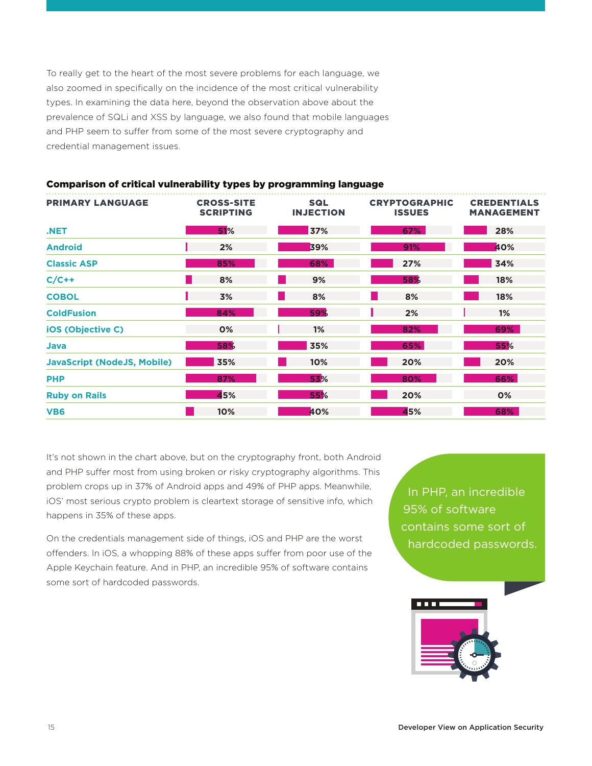To really get to the heart of the most severe problems for each language, we also zoomed in specifically on the incidence of the most critical vulnerability types. In examining the data here, beyond the observation above about the prevalence of SQLi and XSS by language, we also found that mobile languages and PHP seem to suffer from some of the most severe cryptography and credential management issues.

**Comparison of critical vulnerability types by programming language**

| PRIMARY LANGUAGE | CROSS-SITE SCRIPTING | SQL INJECTION | CRYPTOGRAPHIC ISSUES | CREDENTIALS MANAGEMENT |
|---|---|---|---|---|
| .NET | 51% | 37% | 67% | 28% |
| Android | 2% | 39% | 91% | 40% |
| Classic ASP | 85% | 68% | 27% | 34% |
| C/C++ | 8% | 9% | 58% | 18% |
| COBOL | 3% | 8% | 8% | 18% |
| ColdFusion | 84% | 59% | 2% | 1% |
| iOS (Objective C) | 0% | 1% | 82% | 69% |
| Java | 58% | 35% | 65% | 55% |
| JavaScript (NodeJS, Mobile) | 35% | 10% | 20% | 20% |
| PHP | 87% | 53% | 80% | 66% |
| Ruby on Rails | 45% | 55% | 20% | 0% |
| VB6 | 10% | 40% | 45% | 68% |

It's not shown in the chart above, but on the cryptography front, both Android and PHP suffer most from using broken or risky cryptography algorithms. This problem crops up in 37% of Android apps and 49% of PHP apps. Meanwhile, iOS' most serious crypto problem is cleartext storage of sensitive info, which happens in 35% of these apps.

On the credentials management side of things, iOS and PHP are the worst offenders. In iOS, a whopping 88% of these apps suffer from poor use of the Apple Keychain feature. And in PHP, an incredible 95% of software contains some sort of hardcoded passwords.

> In PHP, an incredible 95% of software contains some sort of hardcoded passwords.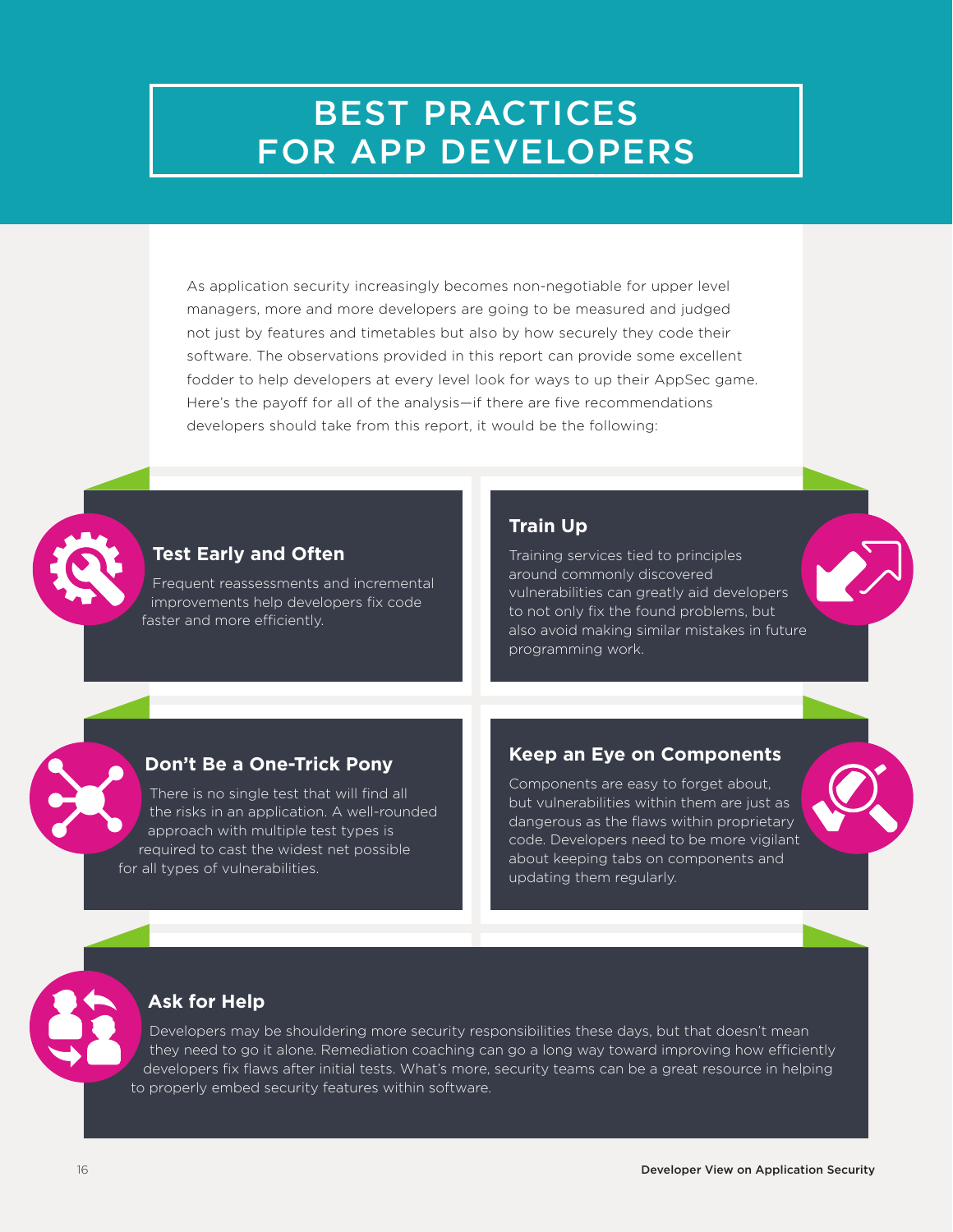# BEST PRACTICES FOR APP DEVELOPERS

As application security increasingly becomes non-negotiable for upper level managers, more and more developers are going to be measured and judged not just by features and timetables but also by how securely they code their software. The observations provided in this report can provide some excellent fodder to help developers at every level look for ways to up their AppSec game. Here's the payoff for all of the analysis—if there are five recommendations developers should take from this report, it would be the following:

## Test Early and Often

Frequent reassessments and incremental improvements help developers fix code faster and more efficiently.

## Train Up

Training services tied to principles around commonly discovered vulnerabilities can greatly aid developers to not only fix the found problems, but also avoid making similar mistakes in future programming work.

## Don't Be a One-Trick Pony

There is no single test that will find all the risks in an application. A well-rounded approach with multiple test types is required to cast the widest net possible for all types of vulnerabilities.

## Keep an Eye on Components

Components are easy to forget about, but vulnerabilities within them are just as dangerous as the flaws within proprietary code. Developers need to be more vigilant about keeping tabs on components and updating them regularly.

## Ask for Help

Developers may be shouldering more security responsibilities these days, but that doesn't mean they need to go it alone. Remediation coaching can go a long way toward improving how efficiently developers fix flaws after initial tests. What's more, security teams can be a great resource in helping to properly embed security features within software.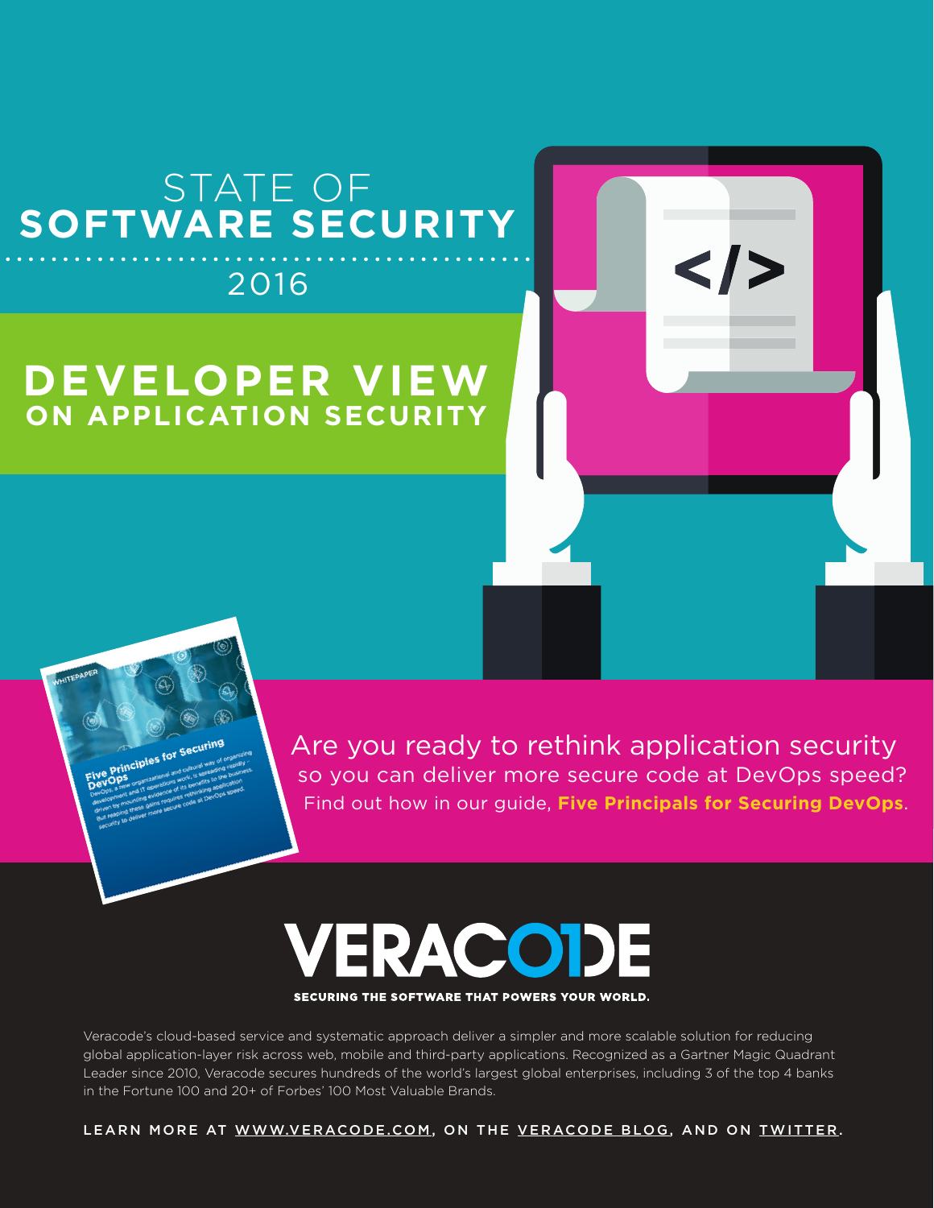# STATE OF SOFTWARE SECURITY

2016

## DEVELOPER VIEW ON APPLICATION SECURITY

Are you ready to rethink application security so you can deliver more secure code at DevOps speed? Find out how in our guide, **Five Principals for Securing DevOps**.

**VERACODE**

**SECURING THE SOFTWARE THAT POWERS YOUR WORLD.**

Veracode's cloud-based service and systematic approach deliver a simpler and more scalable solution for reducing global application-layer risk across web, mobile and third-party applications. Recognized as a Gartner Magic Quadrant Leader since 2010, Veracode secures hundreds of the world's largest global enterprises, including 3 of the top 4 banks in the Fortune 100 and 20+ of Forbes' 100 Most Valuable Brands.

LEARN MORE AT WWW.VERACODE.COM, ON THE VERACODE BLOG, AND ON TWITTER.